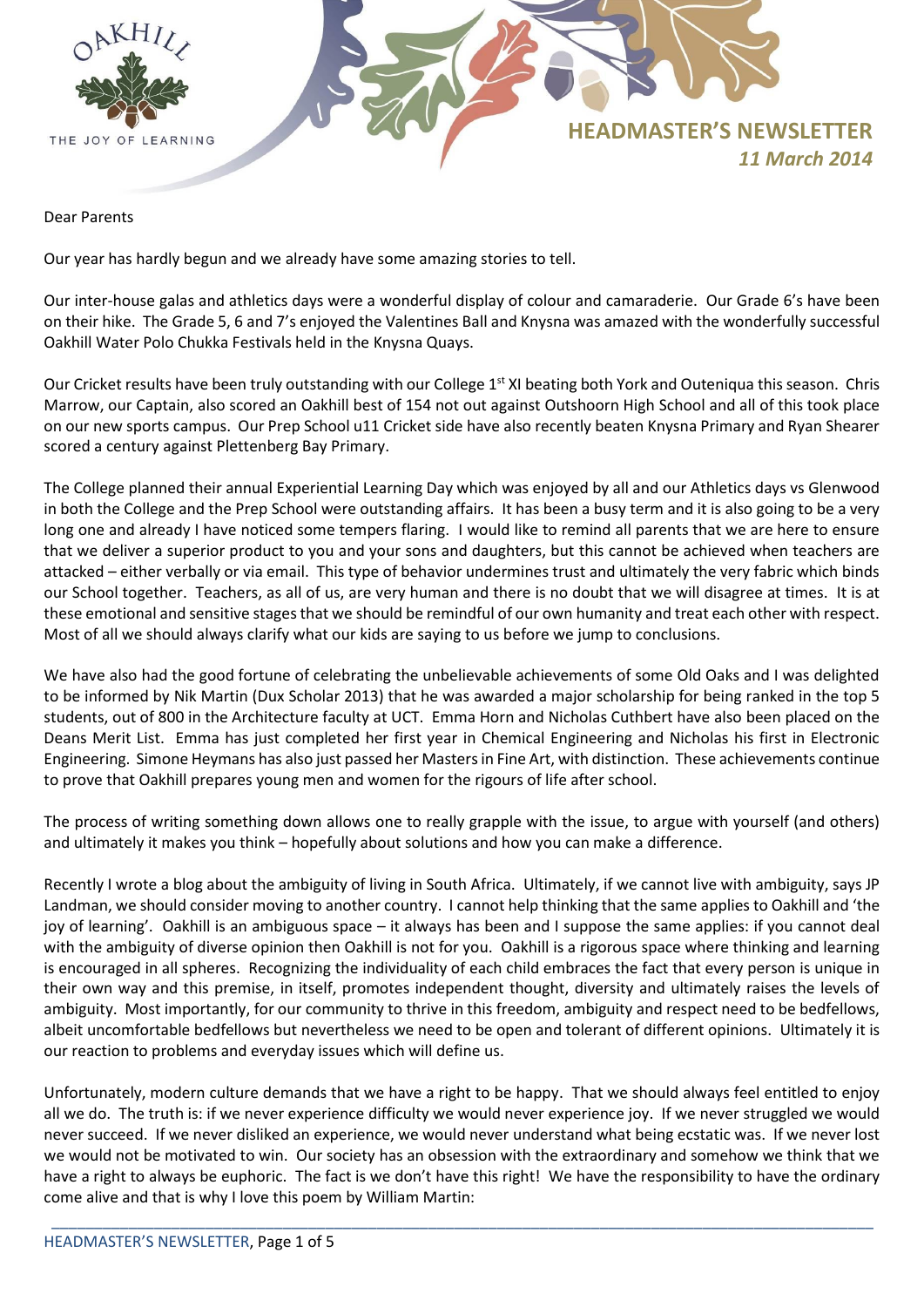# HEADMASTER'S NEWSLETTER

*11 March 2014*

Dear Parents

Our year has hardly begun and we already have some amazing stories to tell.

Our inter-house galas and athletics days were a wonderful display of colour and camaraderie. Our Grade 6's have been on their hike. The Grade 5, 6 and 7's enjoyed the Valentines Ball and Knysna was amazed with the wonderfully successful Oakhill Water Polo Chukka Festivals held in the Knysna Quays.

Our Cricket results have been truly outstanding with our College 1st XI beating both York and Outeniqua this season. Chris Marrow, our Captain, also scored an Oakhill best of 154 not out against Outshoorn High School and all of this took place on our new sports campus. Our Prep School u11 Cricket side have also recently beaten Knysna Primary and Ryan Shearer scored a century against Plettenberg Bay Primary.

The College planned their annual Experiential Learning Day which was enjoyed by all and our Athletics days vs Glenwood in both the College and the Prep School were outstanding affairs. It has been a busy term and it is also going to be a very long one and already I have noticed some tempers flaring. I would like to remind all parents that we are here to ensure that we deliver a superior product to you and your sons and daughters, but this cannot be achieved when teachers are attacked – either verbally or via email. This type of behavior undermines trust and ultimately the very fabric which binds our School together. Teachers, as all of us, are very human and there is no doubt that we will disagree at times. It is at these emotional and sensitive stages that we should be remindful of our own humanity and treat each other with respect. Most of all we should always clarify what our kids are saying to us before we jump to conclusions.

We have also had the good fortune of celebrating the unbelievable achievements of some Old Oaks and I was delighted to be informed by Nik Martin (Dux Scholar 2013) that he was awarded a major scholarship for being ranked in the top 5 students, out of 800 in the Architecture faculty at UCT. Emma Horn and Nicholas Cuthbert have also been placed on the Deans Merit List. Emma has just completed her first year in Chemical Engineering and Nicholas his first in Electronic Engineering. Simone Heymans has also just passed her Masters in Fine Art, with distinction. These achievements continue to prove that Oakhill prepares young men and women for the rigours of life after school.

The process of writing something down allows one to really grapple with the issue, to argue with yourself (and others) and ultimately it makes you think – hopefully about solutions and how you can make a difference.

Recently I wrote a blog about the ambiguity of living in South Africa. Ultimately, if we cannot live with ambiguity, says JP Landman, we should consider moving to another country. I cannot help thinking that the same applies to Oakhill and 'the joy of learning'. Oakhill is an ambiguous space – it always has been and I suppose the same applies: if you cannot deal with the ambiguity of diverse opinion then Oakhill is not for you. Oakhill is a rigorous space where thinking and learning is encouraged in all spheres. Recognizing the individuality of each child embraces the fact that every person is unique in their own way and this premise, in itself, promotes independent thought, diversity and ultimately raises the levels of ambiguity. Most importantly, for our community to thrive in this freedom, ambiguity and respect need to be bedfellows, albeit uncomfortable bedfellows but nevertheless we need to be open and tolerant of different opinions. Ultimately it is our reaction to problems and everyday issues which will define us.

Unfortunately, modern culture demands that we have a right to be happy. That we should always feel entitled to enjoy all we do. The truth is: if we never experience difficulty we would never experience joy. If we never struggled we would never succeed. If we never disliked an experience, we would never understand what being ecstatic was. If we never lost we would not be motivated to win. Our society has an obsession with the extraordinary and somehow we think that we have a right to always be euphoric. The fact is we don't have this right! We have the responsibility to have the ordinary come alive and that is why I love this poem by William Martin: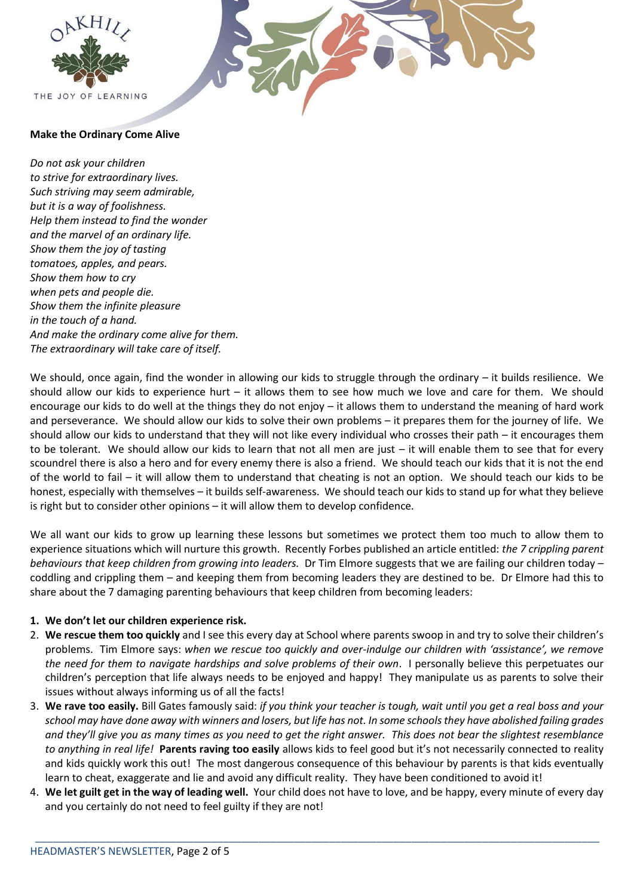**Make the Ordinary Come Alive**

*Do not ask your children*
*to strive for extraordinary lives.*
*Such striving may seem admirable,*
*but it is a way of foolishness.*
*Help them instead to find the wonder*
*and the marvel of an ordinary life.*
*Show them the joy of tasting*
*tomatoes, apples, and pears.*
*Show them how to cry*
*when pets and people die.*
*Show them the infinite pleasure*
*in the touch of a hand.*
*And make the ordinary come alive for them.*
*The extraordinary will take care of itself.*

We should, once again, find the wonder in allowing our kids to struggle through the ordinary – it builds resilience. We should allow our kids to experience hurt – it allows them to see how much we love and care for them. We should encourage our kids to do well at the things they do not enjoy – it allows them to understand the meaning of hard work and perseverance. We should allow our kids to solve their own problems – it prepares them for the journey of life. We should allow our kids to understand that they will not like every individual who crosses their path – it encourages them to be tolerant. We should allow our kids to learn that not all men are just – it will enable them to see that for every scoundrel there is also a hero and for every enemy there is also a friend. We should teach our kids that it is not the end of the world to fail – it will allow them to understand that cheating is not an option. We should teach our kids to be honest, especially with themselves – it builds self-awareness. We should teach our kids to stand up for what they believe is right but to consider other opinions – it will allow them to develop confidence.

We all want our kids to grow up learning these lessons but sometimes we protect them too much to allow them to experience situations which will nurture this growth. Recently Forbes published an article entitled: *the 7 crippling parent behaviours that keep children from growing into leaders.* Dr Tim Elmore suggests that we are failing our children today – coddling and crippling them – and keeping them from becoming leaders they are destined to be. Dr Elmore had this to share about the 7 damaging parenting behaviours that keep children from becoming leaders:

1. **We don't let our children experience risk.**
2. **We rescue them too quickly** and I see this every day at School where parents swoop in and try to solve their children's problems. Tim Elmore says: *when we rescue too quickly and over-indulge our children with 'assistance', we remove the need for them to navigate hardships and solve problems of their own*. I personally believe this perpetuates our children's perception that life always needs to be enjoyed and happy! They manipulate us as parents to solve their issues without always informing us of all the facts!
3. **We rave too easily.** Bill Gates famously said: *if you think your teacher is tough, wait until you get a real boss and your school may have done away with winners and losers, but life has not. In some schools they have abolished failing grades and they'll give you as many times as you need to get the right answer. This does not bear the slightest resemblance to anything in real life!* **Parents raving too easily** allows kids to feel good but it's not necessarily connected to reality and kids quickly work this out! The most dangerous consequence of this behaviour by parents is that kids eventually learn to cheat, exaggerate and lie and avoid any difficult reality. They have been conditioned to avoid it!
4. **We let guilt get in the way of leading well.** Your child does not have to love, and be happy, every minute of every day and you certainly do not need to feel guilty if they are not!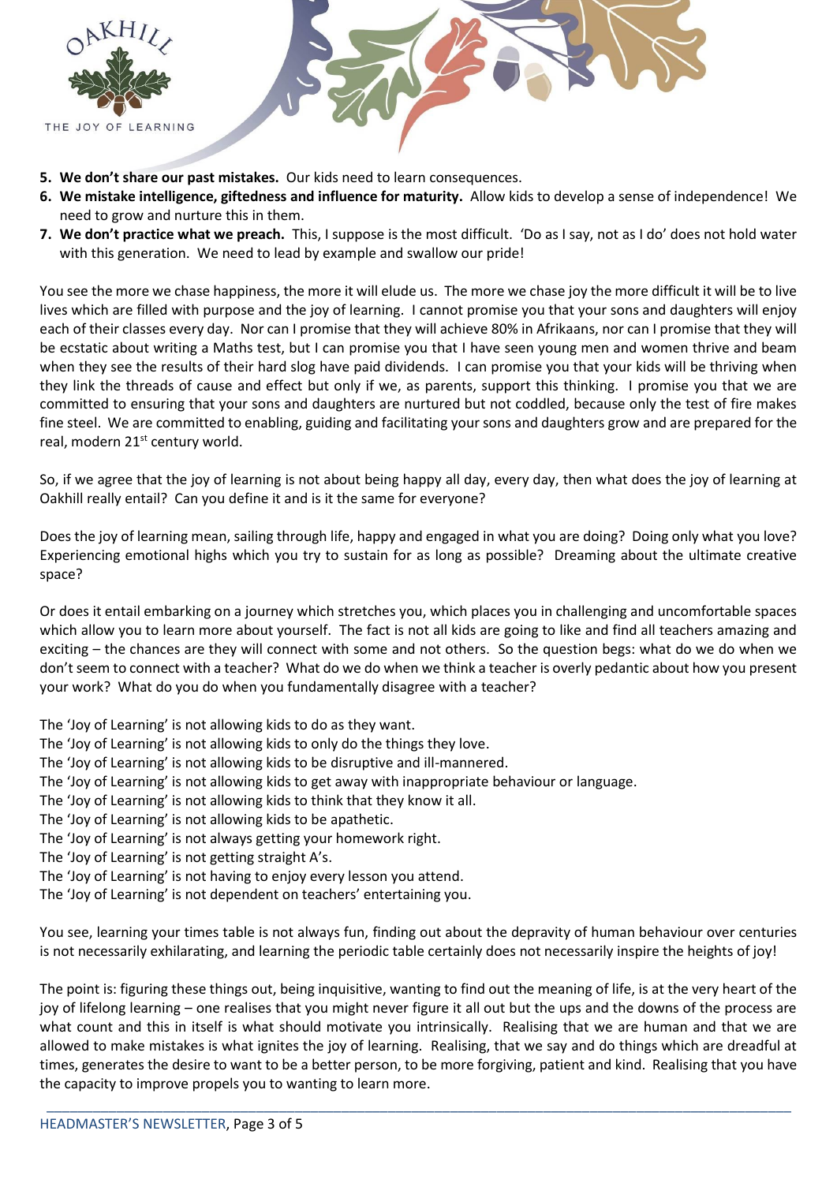5. **We don't share our past mistakes.** Our kids need to learn consequences.
6. **We mistake intelligence, giftedness and influence for maturity.** Allow kids to develop a sense of independence! We need to grow and nurture this in them.
7. **We don't practice what we preach.** This, I suppose is the most difficult. 'Do as I say, not as I do' does not hold water with this generation. We need to lead by example and swallow our pride!

You see the more we chase happiness, the more it will elude us. The more we chase joy the more difficult it will be to live lives which are filled with purpose and the joy of learning. I cannot promise you that your sons and daughters will enjoy each of their classes every day. Nor can I promise that they will achieve 80% in Afrikaans, nor can I promise that they will be ecstatic about writing a Maths test, but I can promise you that I have seen young men and women thrive and beam when they see the results of their hard slog have paid dividends. I can promise you that your kids will be thriving when they link the threads of cause and effect but only if we, as parents, support this thinking. I promise you that we are committed to ensuring that your sons and daughters are nurtured but not coddled, because only the test of fire makes fine steel. We are committed to enabling, guiding and facilitating your sons and daughters grow and are prepared for the real, modern 21st century world.

So, if we agree that the joy of learning is not about being happy all day, every day, then what does the joy of learning at Oakhill really entail? Can you define it and is it the same for everyone?

Does the joy of learning mean, sailing through life, happy and engaged in what you are doing? Doing only what you love? Experiencing emotional highs which you try to sustain for as long as possible? Dreaming about the ultimate creative space?

Or does it entail embarking on a journey which stretches you, which places you in challenging and uncomfortable spaces which allow you to learn more about yourself. The fact is not all kids are going to like and find all teachers amazing and exciting – the chances are they will connect with some and not others. So the question begs: what do we do when we don't seem to connect with a teacher? What do we do when we think a teacher is overly pedantic about how you present your work? What do you do when you fundamentally disagree with a teacher?

The 'Joy of Learning' is not allowing kids to do as they want.
The 'Joy of Learning' is not allowing kids to only do the things they love.
The 'Joy of Learning' is not allowing kids to be disruptive and ill-mannered.
The 'Joy of Learning' is not allowing kids to get away with inappropriate behaviour or language.
The 'Joy of Learning' is not allowing kids to think that they know it all.
The 'Joy of Learning' is not allowing kids to be apathetic.
The 'Joy of Learning' is not always getting your homework right.
The 'Joy of Learning' is not getting straight A's.
The 'Joy of Learning' is not having to enjoy every lesson you attend.
The 'Joy of Learning' is not dependent on teachers' entertaining you.

You see, learning your times table is not always fun, finding out about the depravity of human behaviour over centuries is not necessarily exhilarating, and learning the periodic table certainly does not necessarily inspire the heights of joy!

The point is: figuring these things out, being inquisitive, wanting to find out the meaning of life, is at the very heart of the joy of lifelong learning – one realises that you might never figure it all out but the ups and the downs of the process are what count and this in itself is what should motivate you intrinsically. Realising that we are human and that we are allowed to make mistakes is what ignites the joy of learning. Realising, that we say and do things which are dreadful at times, generates the desire to want to be a better person, to be more forgiving, patient and kind. Realising that you have the capacity to improve propels you to wanting to learn more.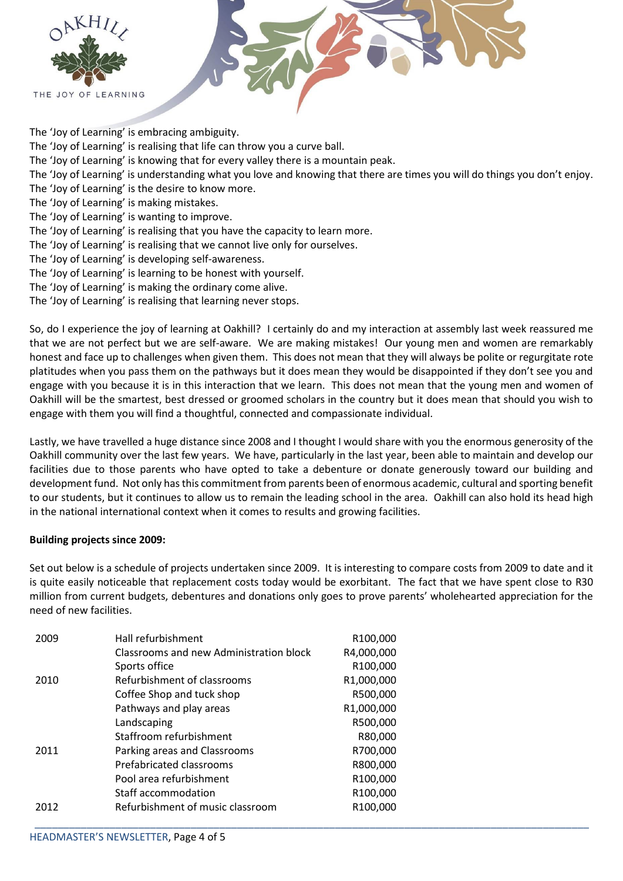The 'Joy of Learning' is embracing ambiguity.
The 'Joy of Learning' is realising that life can throw you a curve ball.
The 'Joy of Learning' is knowing that for every valley there is a mountain peak.
The 'Joy of Learning' is understanding what you love and knowing that there are times you will do things you don't enjoy.
The 'Joy of Learning' is the desire to know more.
The 'Joy of Learning' is making mistakes.
The 'Joy of Learning' is wanting to improve.
The 'Joy of Learning' is realising that you have the capacity to learn more.
The 'Joy of Learning' is realising that we cannot live only for ourselves.
The 'Joy of Learning' is developing self-awareness.
The 'Joy of Learning' is learning to be honest with yourself.
The 'Joy of Learning' is making the ordinary come alive.
The 'Joy of Learning' is realising that learning never stops.

So, do I experience the joy of learning at Oakhill? I certainly do and my interaction at assembly last week reassured me that we are not perfect but we are self-aware. We are making mistakes! Our young men and women are remarkably honest and face up to challenges when given them. This does not mean that they will always be polite or regurgitate rote platitudes when you pass them on the pathways but it does mean they would be disappointed if they don't see you and engage with you because it is in this interaction that we learn. This does not mean that the young men and women of Oakhill will be the smartest, best dressed or groomed scholars in the country but it does mean that should you wish to engage with them you will find a thoughtful, connected and compassionate individual.

Lastly, we have travelled a huge distance since 2008 and I thought I would share with you the enormous generosity of the Oakhill community over the last few years. We have, particularly in the last year, been able to maintain and develop our facilities due to those parents who have opted to take a debenture or donate generously toward our building and development fund. Not only has this commitment from parents been of enormous academic, cultural and sporting benefit to our students, but it continues to allow us to remain the leading school in the area. Oakhill can also hold its head high in the national international context when it comes to results and growing facilities.

**Building projects since 2009:**

Set out below is a schedule of projects undertaken since 2009. It is interesting to compare costs from 2009 to date and it is quite easily noticeable that replacement costs today would be exorbitant. The fact that we have spent close to R30 million from current budgets, debentures and donations only goes to prove parents' wholehearted appreciation for the need of new facilities.

| Year | Project | Cost |
|---|---|---|
| 2009 | Hall refurbishment | R100,000 |
| | Classrooms and new Administration block | R4,000,000 |
| | Sports office | R100,000 |
| 2010 | Refurbishment of classrooms | R1,000,000 |
| | Coffee Shop and tuck shop | R500,000 |
| | Pathways and play areas | R1,000,000 |
| | Landscaping | R500,000 |
| | Staffroom refurbishment | R80,000 |
| 2011 | Parking areas and Classrooms | R700,000 |
| | Prefabricated classrooms | R800,000 |
| | Pool area refurbishment | R100,000 |
| | Staff accommodation | R100,000 |
| 2012 | Refurbishment of music classroom | R100,000 |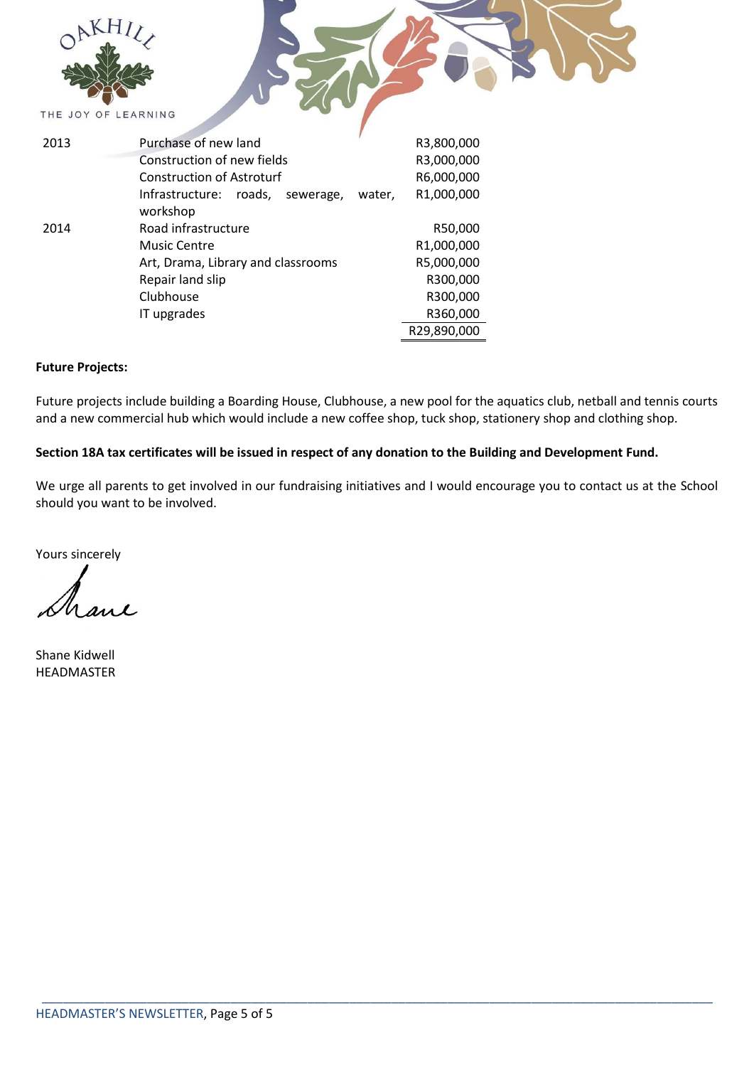| | | |
|---|---|---|
| 2013 | Purchase of new land | R3,800,000 |
| | Construction of new fields | R3,000,000 |
| | Construction of Astroturf | R6,000,000 |
| | Infrastructure: roads, sewerage, water, workshop | R1,000,000 |
| 2014 | Road infrastructure | R50,000 |
| | Music Centre | R1,000,000 |
| | Art, Drama, Library and classrooms | R5,000,000 |
| | Repair land slip | R300,000 |
| | Clubhouse | R300,000 |
| | IT upgrades | R360,000 |
| | | R29,890,000 |

**Future Projects:**

Future projects include building a Boarding House, Clubhouse, a new pool for the aquatics club, netball and tennis courts and a new commercial hub which would include a new coffee shop, tuck shop, stationery shop and clothing shop.

**Section 18A tax certificates will be issued in respect of any donation to the Building and Development Fund.**

We urge all parents to get involved in our fundraising initiatives and I would encourage you to contact us at the School should you want to be involved.

Yours sincerely

Shane

Shane Kidwell
HEADMASTER